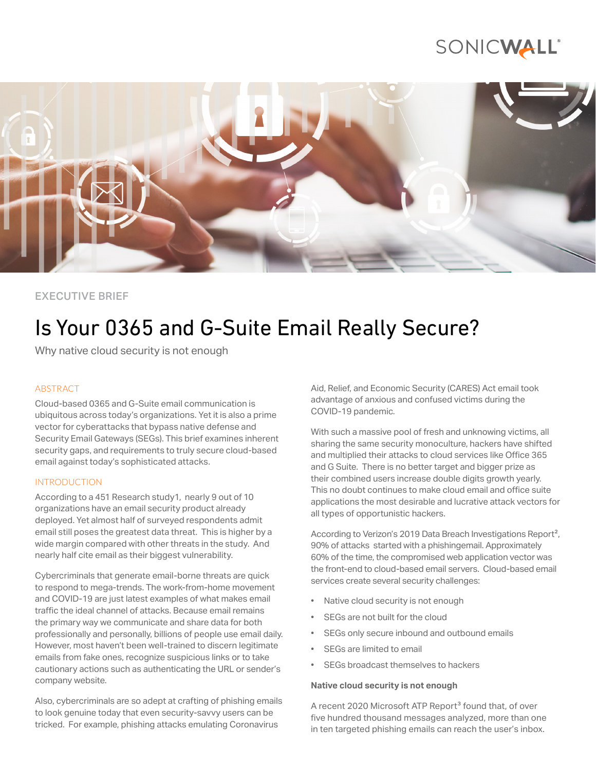EXECUTIVE BRIEF

# Is Your 0365 and G-Suite Email Really Secure?

Why native cloud security is not enough

## ABSTRACT

Cloud-based 0365 and G-Suite email communication is ubiquitous across today's organizations. Yet it is also a prime vector for cyberattacks that bypass native defense and Security Email Gateways (SEGs). This brief examines inherent security gaps, and requirements to truly secure cloud-based email against today's sophisticated attacks.

## INTRODUCTION

According to a 451 Research study1, nearly 9 out of 10 organizations have an email security product already deployed. Yet almost half of surveyed respondents admit email still poses the greatest data threat. This is higher by a wide margin compared with other threats in the study. And nearly half cite email as their biggest vulnerability.

Cybercriminals that generate email-borne threats are quick to respond to mega-trends. The work-from-home movement and COVID-19 are just latest examples of what makes email traffic the ideal channel of attacks. Because email remains the primary way we communicate and share data for both professionally and personally, billions of people use email daily. However, most haven't been well-trained to discern legitimate emails from fake ones, recognize suspicious links or to take cautionary actions such as authenticating the URL or sender's company website.

Also, cybercriminals are so adept at crafting of phishing emails to look genuine today that even security-savvy users can be tricked. For example, phishing attacks emulating Coronavirus Aid, Relief, and Economic Security (CARES) Act email took advantage of anxious and confused victims during the COVID-19 pandemic.

With such a massive pool of fresh and unknowing victims, all sharing the same security monoculture, hackers have shifted and multiplied their attacks to cloud services like Office 365 and G Suite. There is no better target and bigger prize as their combined users increase double digits growth yearly. This no doubt continues to make cloud email and office suite applications the most desirable and lucrative attack vectors for all types of opportunistic hackers.

According to Verizon's 2019 Data Breach Investigations Report[2], 90% of attacks started with a phishingemail. Approximately 60% of the time, the compromised web application vector was the front-end to cloud-based email servers. Cloud-based email services create several security challenges:

- Native cloud security is not enough
- SEGs are not built for the cloud
- SEGs only secure inbound and outbound emails
- SEGs are limited to email
- SEGs broadcast themselves to hackers

**Native cloud security is not enough**

A recent 2020 Microsoft ATP Report[3] found that, of over five hundred thousand messages analyzed, more than one in ten targeted phishing emails can reach the user's inbox.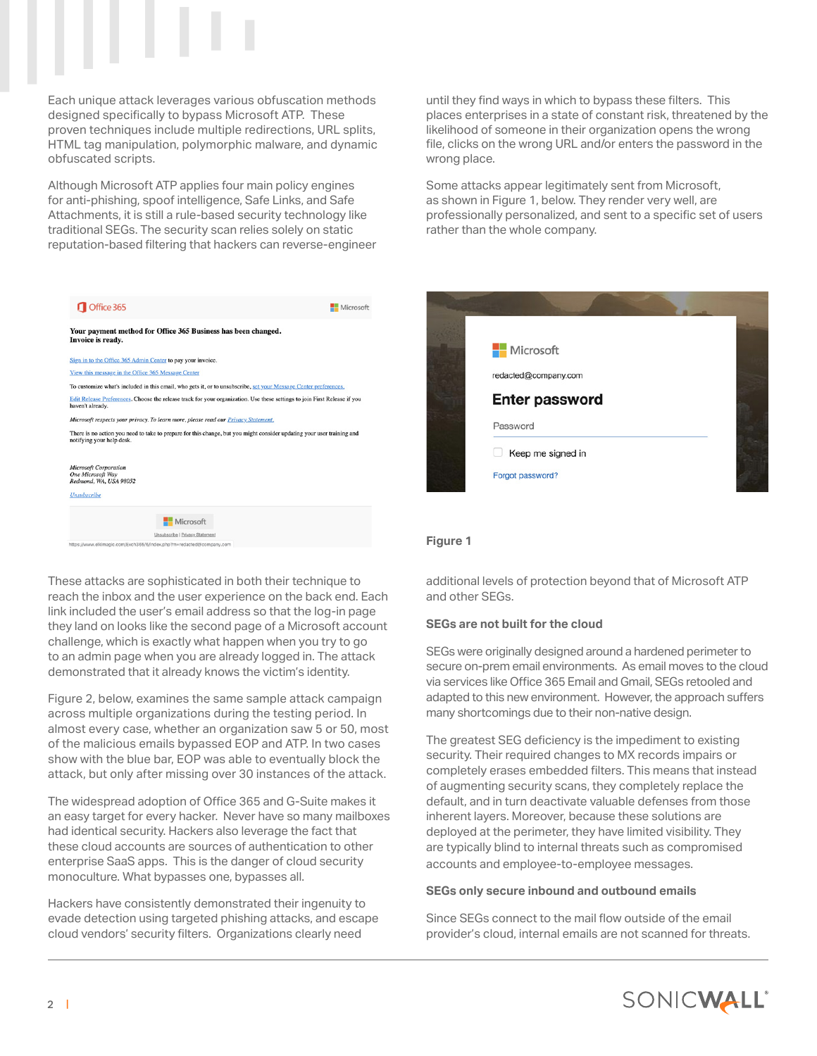Each unique attack leverages various obfuscation methods designed specifically to bypass Microsoft ATP. These proven techniques include multiple redirections, URL splits, HTML tag manipulation, polymorphic malware, and dynamic obfuscated scripts.

Although Microsoft ATP applies four main policy engines for anti-phishing, spoof intelligence, Safe Links, and Safe Attachments, it is still a rule-based security technology like traditional SEGs. The security scan relies solely on static reputation-based filtering that hackers can reverse-engineer until they find ways in which to bypass these filters. This places enterprises in a state of constant risk, threatened by the likelihood of someone in their organization opens the wrong file, clicks on the wrong URL and/or enters the password in the wrong place.

Some attacks appear legitimately sent from Microsoft, as shown in Figure 1, below. They render very well, are professionally personalized, and sent to a specific set of users rather than the whole company.

Figure 1

These attacks are sophisticated in both their technique to reach the inbox and the user experience on the back end. Each link included the user's email address so that the log-in page they land on looks like the second page of a Microsoft account challenge, which is exactly what happen when you try to go to an admin page when you are already logged in. The attack demonstrated that it already knows the victim's identity.

Figure 2, below, examines the same sample attack campaign across multiple organizations during the testing period. In almost every case, whether an organization saw 5 or 50, most of the malicious emails bypassed EOP and ATP. In two cases show with the blue bar, EOP was able to eventually block the attack, but only after missing over 30 instances of the attack.

The widespread adoption of Office 365 and G-Suite makes it an easy target for every hacker. Never have so many mailboxes had identical security. Hackers also leverage the fact that these cloud accounts are sources of authentication to other enterprise SaaS apps. This is the danger of cloud security monoculture. What bypasses one, bypasses all.

Hackers have consistently demonstrated their ingenuity to evade detection using targeted phishing attacks, and escape cloud vendors' security filters. Organizations clearly need additional levels of protection beyond that of Microsoft ATP and other SEGs.

**SEGs are not built for the cloud**

SEGs were originally designed around a hardened perimeter to secure on-prem email environments. As email moves to the cloud via services like Office 365 Email and Gmail, SEGs retooled and adapted to this new environment. However, the approach suffers many shortcomings due to their non-native design.

The greatest SEG deficiency is the impediment to existing security. Their required changes to MX records impairs or completely erases embedded filters. This means that instead of augmenting security scans, they completely replace the default, and in turn deactivate valuable defenses from those inherent layers. Moreover, because these solutions are deployed at the perimeter, they have limited visibility. They are typically blind to internal threats such as compromised accounts and employee-to-employee messages.

**SEGs only secure inbound and outbound emails**

Since SEGs connect to the mail flow outside of the email provider's cloud, internal emails are not scanned for threats.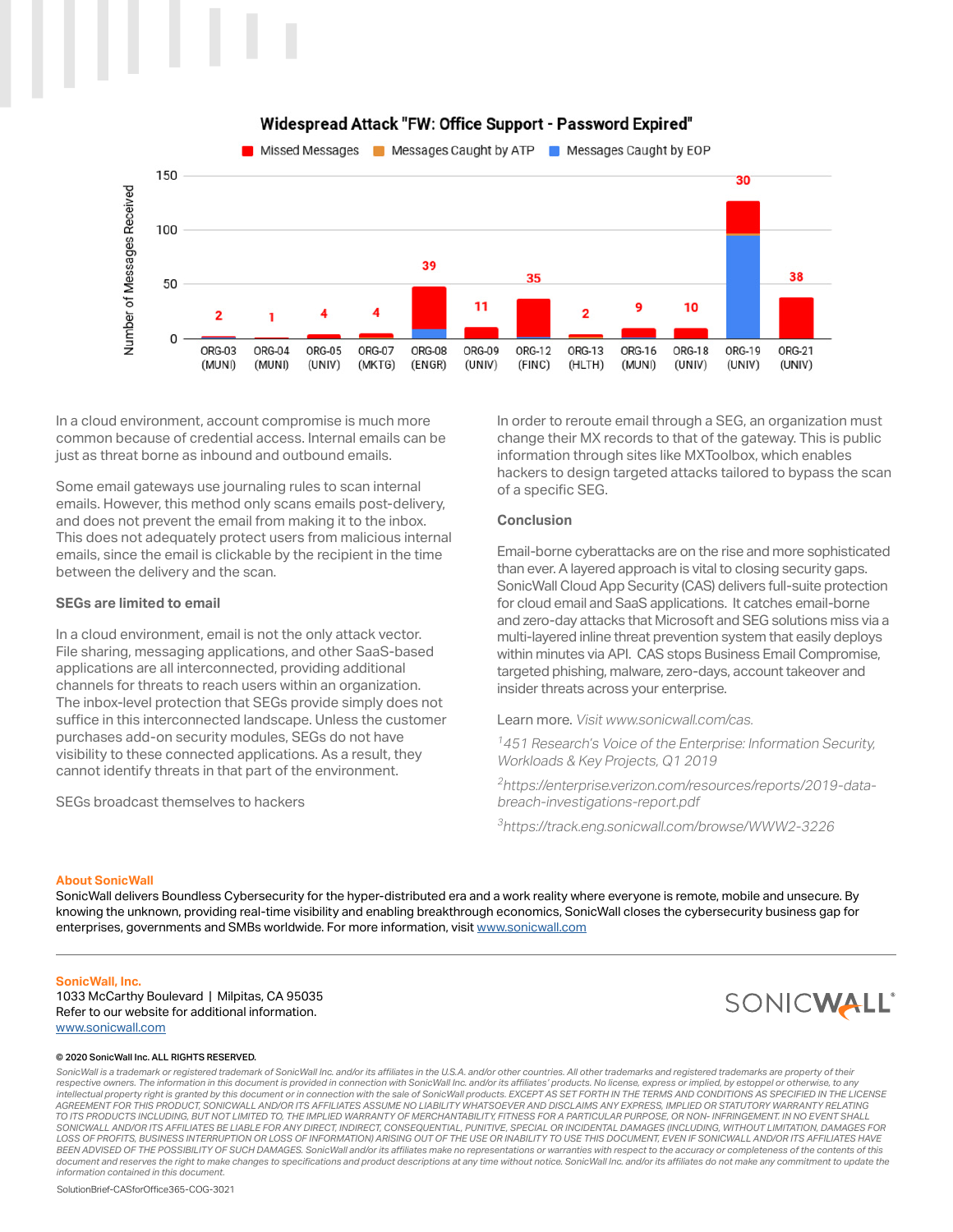**Widespread Attack "FW: Office Support - Password Expired"**

Missed Messages
Messages Caught by ATP
Messages Caught by EOP

Number of Messages Received

150
100
50
0

2
1
4
4
39
11
35
2
9
10
30
38

ORG-03 (MUNI)
ORG-04 (MUNI)
ORG-05 (UNIV)
ORG-07 (MKTG)
ORG-08 (ENGR)
ORG-09 (UNIV)
ORG-12 (FINC)
ORG-13 (HLTH)
ORG-16 (MUNI)
ORG-18 (UNIV)
ORG-19 (UNIV)
ORG-21 (UNIV)

In a cloud environment, account compromise is much more common because of credential access. Internal emails can be just as threat borne as inbound and outbound emails.

Some email gateways use journaling rules to scan internal emails. However, this method only scans emails post-delivery, and does not prevent the email from making it to the inbox. This does not adequately protect users from malicious internal emails, since the email is clickable by the recipient in the time between the delivery and the scan.

### SEGs are limited to email

In a cloud environment, email is not the only attack vector. File sharing, messaging applications, and other SaaS-based applications are all interconnected, providing additional channels for threats to reach users within an organization. The inbox-level protection that SEGs provide simply does not suffice in this interconnected landscape. Unless the customer purchases add-on security modules, SEGs do not have visibility to these connected applications. As a result, they cannot identify threats in that part of the environment.

SEGs broadcast themselves to hackers

In order to reroute email through a SEG, an organization must change their MX records to that of the gateway. This is public information through sites like MXToolbox, which enables hackers to design targeted attacks tailored to bypass the scan of a specific SEG.

### Conclusion

Email-borne cyberattacks are on the rise and more sophisticated than ever. A layered approach is vital to closing security gaps. SonicWall Cloud App Security (CAS) delivers full-suite protection for cloud email and SaaS applications. It catches email-borne and zero-day attacks that Microsoft and SEG solutions miss via a multi-layered inline threat prevention system that easily deploys within minutes via API. CAS stops Business Email Compromise, targeted phishing, malware, zero-days, account takeover and insider threats across your enterprise.

Learn more. *Visit www.sonicwall.com/cas.*

[1] *451 Research's Voice of the Enterprise: Information Security, Workloads & Key Projects, Q1 2019*

[2] *https://enterprise.verizon.com/resources/reports/2019-data-breach-investigations-report.pdf*

[3] *https://track.eng.sonicwall.com/browse/WWW2-3226*

**About SonicWall**

SonicWall delivers Boundless Cybersecurity for the hyper-distributed era and a work reality where everyone is remote, mobile and unsecure. By knowing the unknown, providing real-time visibility and enabling breakthrough economics, SonicWall closes the cybersecurity business gap for enterprises, governments and SMBs worldwide. For more information, visit www.sonicwall.com

---

**SonicWall, Inc.**
1033 McCarthy Boulevard | Milpitas, CA 95035
Refer to our website for additional information.
www.sonicwall.com

SONICWALL®

**© 2020 SonicWall Inc. ALL RIGHTS RESERVED.**

*SonicWall is a trademark or registered trademark of SonicWall Inc. and/or its affiliates in the U.S.A. and/or other countries. All other trademarks and registered trademarks are property of their respective owners. The information in this document is provided in connection with SonicWall Inc. and/or its affiliates' products. No license, express or implied, by estoppel or otherwise, to any intellectual property right is granted by this document or in connection with the sale of SonicWall products. EXCEPT AS SET FORTH IN THE TERMS AND CONDITIONS AS SPECIFIED IN THE LICENSE AGREEMENT FOR THIS PRODUCT, SONICWALL AND/OR ITS AFFILIATES ASSUME NO LIABILITY WHATSOEVER AND DISCLAIMS ANY EXPRESS, IMPLIED OR STATUTORY WARRANTY RELATING TO ITS PRODUCTS INCLUDING, BUT NOT LIMITED TO, THE IMPLIED WARRANTY OF MERCHANTABILITY, FITNESS FOR A PARTICULAR PURPOSE, OR NON- INFRINGEMENT. IN NO EVENT SHALL SONICWALL AND/OR ITS AFFILIATES BE LIABLE FOR ANY DIRECT, INDIRECT, CONSEQUENTIAL, PUNITIVE, SPECIAL OR INCIDENTAL DAMAGES (INCLUDING, WITHOUT LIMITATION, DAMAGES FOR LOSS OF PROFITS, BUSINESS INTERRUPTION OR LOSS OF INFORMATION) ARISING OUT OF THE USE OR INABILITY TO USE THIS DOCUMENT, EVEN IF SONICWALL AND/OR ITS AFFILIATES HAVE BEEN ADVISED OF THE POSSIBILITY OF SUCH DAMAGES. SonicWall and/or its affiliates make no representations or warranties with respect to the accuracy or completeness of the contents of this document and reserves the right to make changes to specifications and product descriptions at any time without notice. SonicWall Inc. and/or its affiliates do not make any commitment to update the information contained in this document.*

SolutionBrief-CASforOffice365-COG-3021